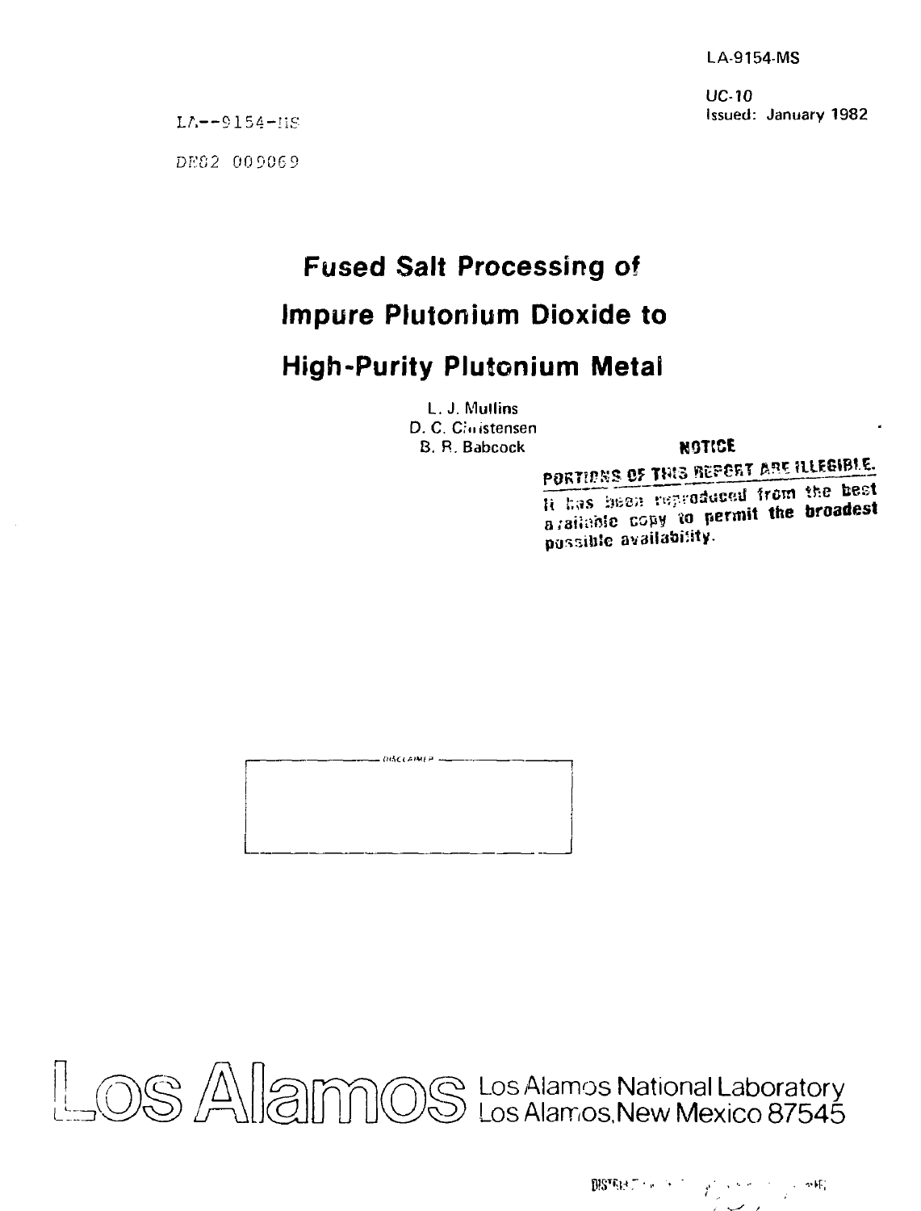LA-9154-MS

UC-10
Issued: January 1982

LA--9154-MS

DE82 009069

# Fused Salt Processing of Impure Plutonium Dioxide to High-Purity Plutonium Metal

L. J. Mullins
D. C. Christensen
B. R. Babcock

**NOTICE**

**PORTIONS OF THIS REPORT ARE ILLEGIBLE.**
It has been reproduced from the best available copy to permit the broadest possible availability.

DISCLAIMER

Los Alamos National Laboratory
Los Alamos, New Mexico 87545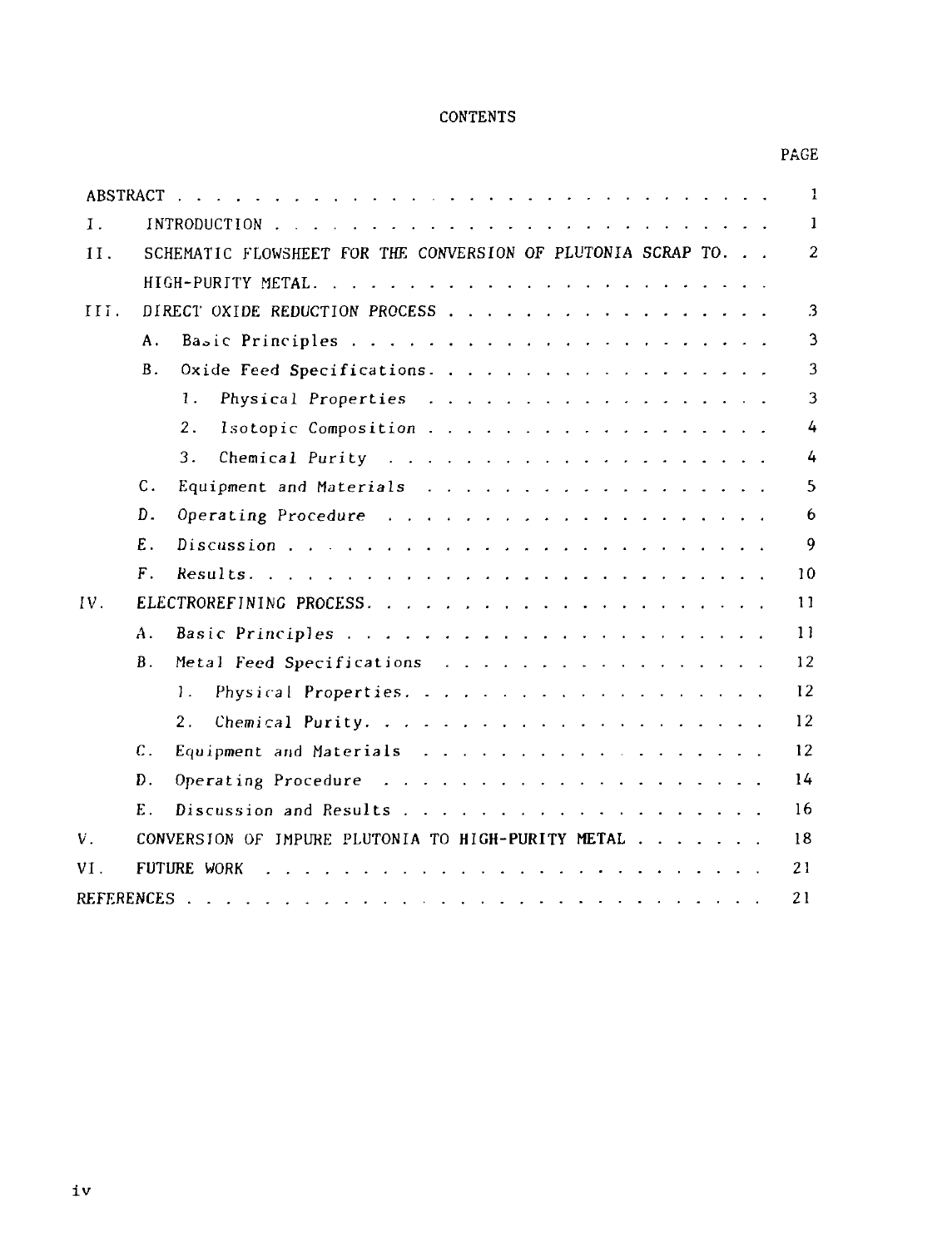# CONTENTS

| | PAGE |
|---|---|
| ABSTRACT | 1 |
| I. INTRODUCTION | 1 |
| II. SCHEMATIC FLOWSHEET FOR THE CONVERSION OF PLUTONIA SCRAP TO HIGH-PURITY METAL | 2 |
| III. DIRECT OXIDE REDUCTION PROCESS | 3 |
| A. Basic Principles | 3 |
| B. Oxide Feed Specifications | 3 |
| 1. Physical Properties | 3 |
| 2. Isotopic Composition | 4 |
| 3. Chemical Purity | 4 |
| C. Equipment and Materials | 5 |
| D. Operating Procedure | 6 |
| E. Discussion | 9 |
| F. Results | 10 |
| IV. ELECTROREFINING PROCESS | 11 |
| A. Basic Principles | 11 |
| B. Metal Feed Specifications | 12 |
| 1. Physical Properties | 12 |
| 2. Chemical Purity | 12 |
| C. Equipment and Materials | 12 |
| D. Operating Procedure | 14 |
| E. Discussion and Results | 16 |
| V. CONVERSION OF IMPURE PLUTONIA TO HIGH-PURITY METAL | 18 |
| VI. FUTURE WORK | 21 |
| REFERENCES | 21 |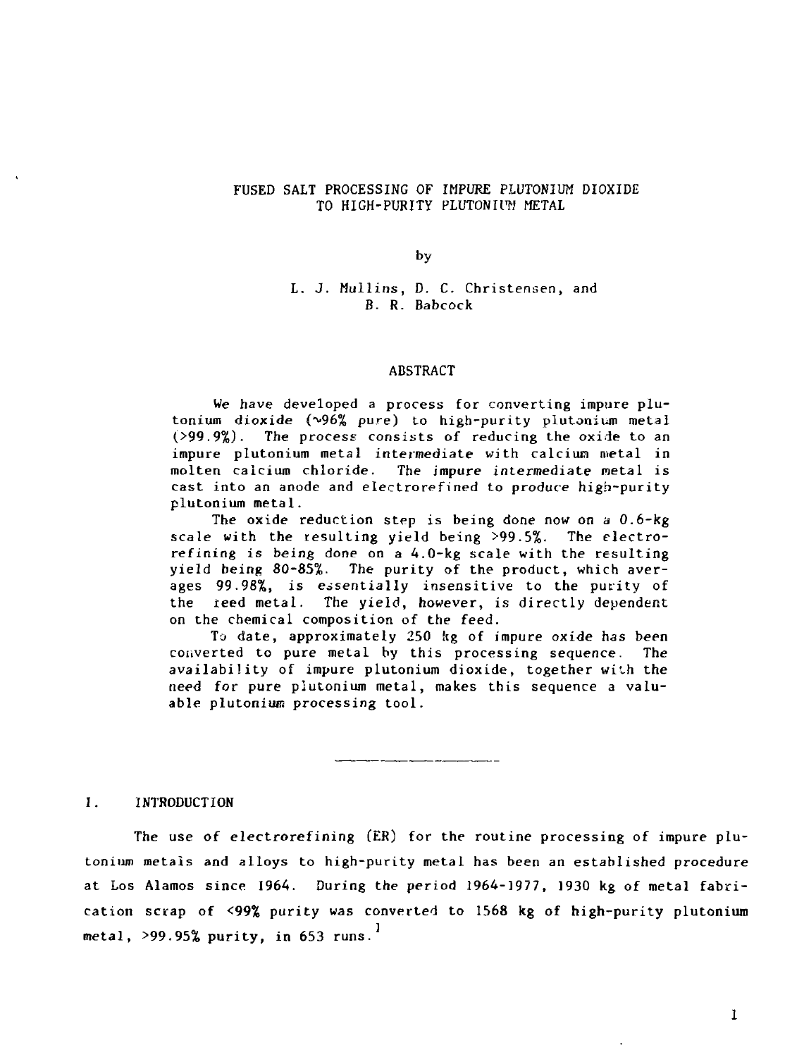# FUSED SALT PROCESSING OF IMPURE PLUTONIUM DIOXIDE TO HIGH-PURITY PLUTONIUM METAL

by

L. J. Mullins, D. C. Christensen, and B. R. Babcock

## ABSTRACT

We have developed a process for converting impure plutonium dioxide (~96% pure) to high-purity plutonium metal (>99.9%). The process consists of reducing the oxide to an impure plutonium metal intermediate with calcium metal in molten calcium chloride. The impure intermediate metal is cast into an anode and electrorefined to produce high-purity plutonium metal.

The oxide reduction step is being done now on a 0.6-kg scale with the resulting yield being >99.5%. The electrorefining is being done on a 4.0-kg scale with the resulting yield being 80-85%. The purity of the product, which averages 99.98%, is essentially insensitive to the purity of the feed metal. The yield, however, is directly dependent on the chemical composition of the feed.

To date, approximately 250 kg of impure oxide has been converted to pure metal by this processing sequence. The availability of impure plutonium dioxide, together with the need for pure plutonium metal, makes this sequence a valuable plutonium processing tool.

---

## I. INTRODUCTION

The use of electrorefining (ER) for the routine processing of impure plutonium metals and alloys to high-purity metal has been an established procedure at Los Alamos since 1964. During the period 1964-1977, 1930 kg of metal fabrication scrap of <99% purity was converted to 1568 kg of high-purity plutonium metal, >99.95% purity, in 653 runs.[1]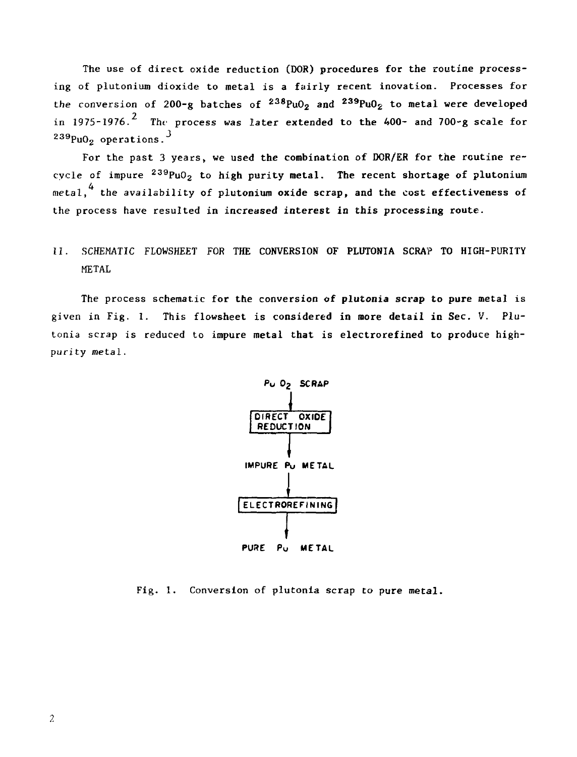The use of direct oxide reduction (DOR) procedures for the routine processing of plutonium dioxide to metal is a fairly recent inovation. Processes for the conversion of 200-g batches of $^{238}PuO_2$ and $^{239}PuO_2$ to metal were developed in 1975-1976.[2] The process was later extended to the 400- and 700-g scale for $^{239}PuO_2$ operations.[3]

For the past 3 years, we used the combination of DOR/ER for the routine recycle of impure $^{239}PuO_2$ to high purity metal. The recent shortage of plutonium metal,[4] the availability of plutonium oxide scrap, and the cost effectiveness of the process have resulted in increased interest in this processing route.

## II. SCHEMATIC FLOWSHEET FOR THE CONVERSION OF PLUTONIA SCRAP TO HIGH-PURITY METAL

The process schematic for the conversion of plutonia scrap to pure metal is given in Fig. 1. This flowsheet is considered in more detail in Sec. V. Plutonia scrap is reduced to impure metal that is electrorefined to produce high-purity metal.

$PuO_2$ SCRAP
↓
DIRECT OXIDE REDUCTION
↓
IMPURE Pu METAL
↓
ELECTROREFINING
↓
PURE Pu METAL

Fig. 1. Conversion of plutonia scrap to pure metal.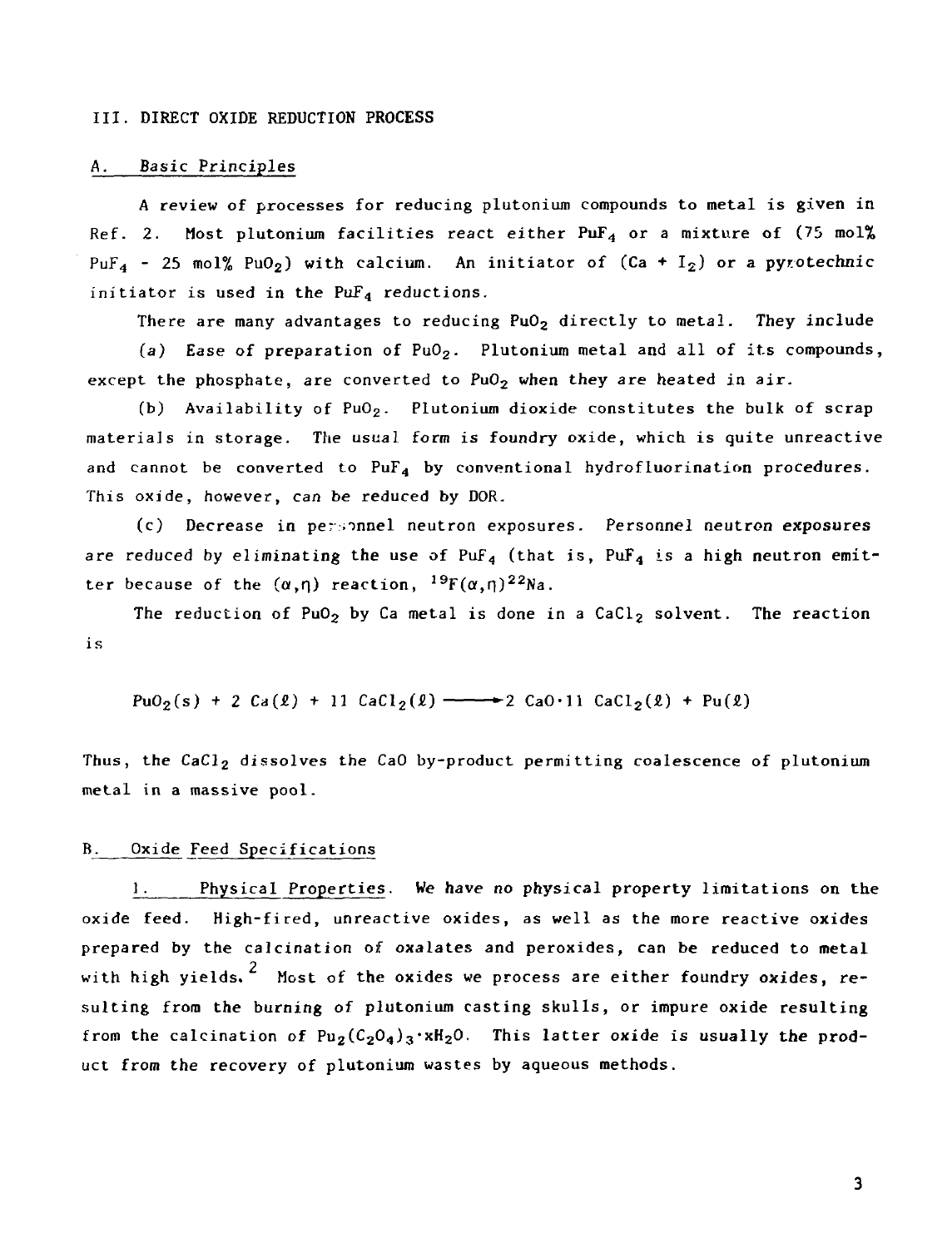## III. DIRECT OXIDE REDUCTION PROCESS

### A. Basic Principles

A review of processes for reducing plutonium compounds to metal is given in Ref. 2. Most plutonium facilities react either $PuF_4$ or a mixture of (75 mol% $PuF_4$ - 25 mol% $PuO_2$) with calcium. An initiator of (Ca + $I_2$) or a pyrotechnic initiator is used in the $PuF_4$ reductions.

There are many advantages to reducing $PuO_2$ directly to metal. They include

(a) Ease of preparation of $PuO_2$. Plutonium metal and all of its compounds, except the phosphate, are converted to $PuO_2$ when they are heated in air.

(b) Availability of $PuO_2$. Plutonium dioxide constitutes the bulk of scrap materials in storage. The usual form is foundry oxide, which is quite unreactive and cannot be converted to $PuF_4$ by conventional hydrofluorination procedures. This oxide, however, can be reduced by DOR.

(c) Decrease in personnel neutron exposures. Personnel neutron exposures are reduced by eliminating the use of $PuF_4$ (that is, $PuF_4$ is a high neutron emitter because of the $(\alpha,\eta)$ reaction, $^{19}F(\alpha,\eta)^{22}Na$.

The reduction of $PuO_2$ by Ca metal is done in a $CaCl_2$ solvent. The reaction is

$$PuO_2(s) + 2\ Ca(\ell) + 11\ CaCl_2(\ell) \longrightarrow 2\ CaO \cdot 11\ CaCl_2(\ell) + Pu(\ell)$$

Thus, the $CaCl_2$ dissolves the CaO by-product permitting coalescence of plutonium metal in a massive pool.

### B. Oxide Feed Specifications

1. Physical Properties. We have no physical property limitations on the oxide feed. High-fired, unreactive oxides, as well as the more reactive oxides prepared by the calcination of oxalates and peroxides, can be reduced to metal with high yields.[2] Most of the oxides we process are either foundry oxides, resulting from the burning of plutonium casting skulls, or impure oxide resulting from the calcination of $Pu_2(C_2O_4)_3 \cdot xH_2O$. This latter oxide is usually the product from the recovery of plutonium wastes by aqueous methods.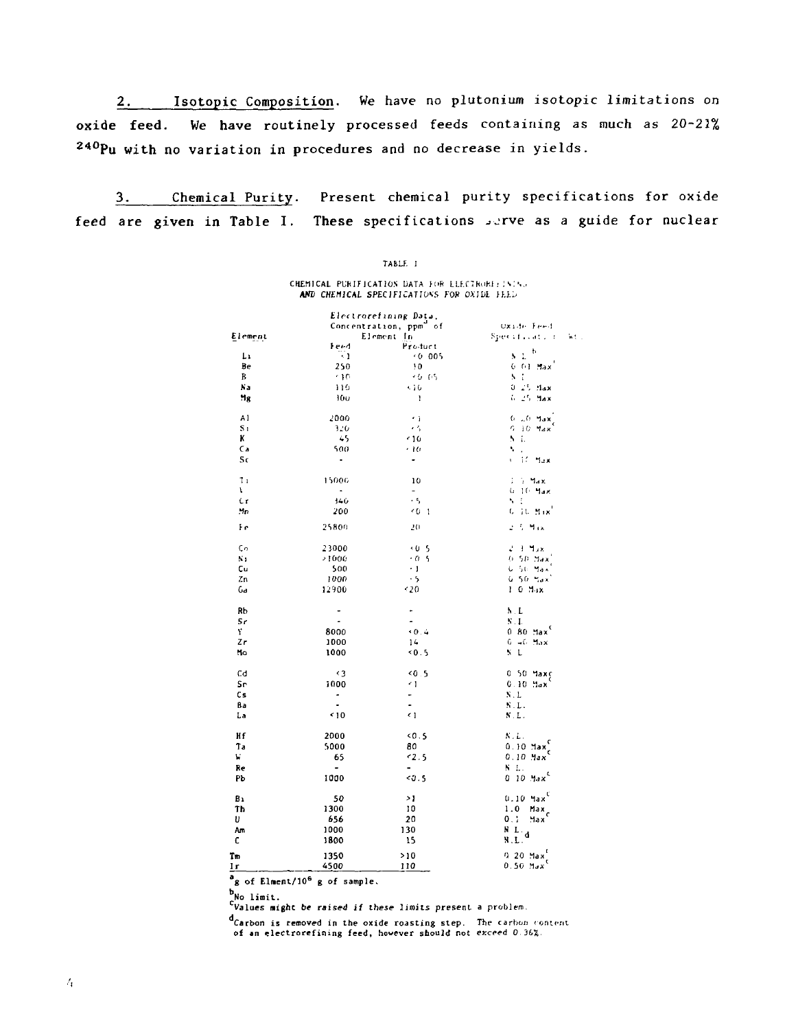2. Isotopic Composition. We have no plutonium isotopic limitations on oxide feed. We have routinely processed feeds containing as much as 20-21% $^{240}Pu$ with no variation in procedures and no decrease in yields.

3. Chemical Purity. Present chemical purity specifications for oxide feed are given in Table I. These specifications serve as a guide for nuclear

TABLE I

CHEMICAL PURIFICATION DATA FOR ELECTROREFINING AND CHEMICAL SPECIFICATIONS FOR OXIDE FEED

| Element | Electrorefining Data, Concentration, ppm[a] of Element In | | Oxide Feed Specification, wt.% |
|---|---|---|---|
| | Feed | Product | |
| Li | <1 | <0.005 | N.L.[b] |
| Be | 250 | 10 | 0.01 Max[c] |
| B | <10 | <0.05 | N.L. |
| Na | 110 | <10 | 0.25 Max |
| Mg | 300 | 1 | 0.25 Max |
| Al | 2000 | <1 | 0.20 Max[c] |
| Si | 320 | <5 | 0.10 Max[c] |
| K | 45 | <10 | N.L. |
| Ca | 500 | <10 | N.L. |
| Sc | - | - | 0.10 Max |
| Ti | 15000 | 10 | 1.5 Max |
| V | - | - | 0.10 Max |
| Cr | 340 | <5 | N.L. |
| Mn | 200 | <0.1 | 0.10 Max[c] |
| Fe | 25800 | 20 | 2.5 Max |
| Co | 23000 | <0.5 | 2.3 Max |
| Ni | >1000 | <0.5 | 0.50 Max[c] |
| Cu | 500 | <1 | 0.50 Max[c] |
| Zn | 1000 | <5 | 0.50 Max[c] |
| Ga | 12900 | <20 | 1.0 Max |
| Rb | - | - | N.L. |
| Sr | - | - | N.L. |
| Y | 8000 | <0.4 | 0.80 Max[c] |
| Zr | 1000 | 14 | 0.40 Max |
| Mo | 1000 | <0.5 | N.L. |
| Cd | <3 | <0.5 | 0.50 Max[c] |
| Sn | 1000 | <1 | 0.10 Max[c] |
| Cs | - | - | N.L. |
| Ba | - | - | N.L. |
| La | <10 | <1 | N.L. |
| Hf | 2000 | <0.5 | N.L. |
| Ta | 5000 | 80 | 0.10 Max[c] |
| W | 65 | <2.5 | 0.10 Max[c] |
| Re | - | - | N.L. |
| Pb | 1000 | <0.5 | 0.10 Max[c] |
| Bi | 50 | >1 | 0.10 Max[c] |
| Th | 1300 | 10 | 1.0 Max |
| U | 656 | 20 | 0.1 Max[c] |
| Am | 1000 | 130 | N.L. |
| C | 1800 | 15 | N.L.[d] |
| Tm | 1350 | >10 | 0.20 Max[c] |
| Ir | 4500 | 110 | 0.50 Max[c] |

[a]g of Elment/$10^6$ g of sample.

[b]No limit.

[c]Values might be raised if these limits present a problem.

[d]Carbon is removed in the oxide roasting step. The carbon content of an electrorefining feed, however should not exceed 0.36%.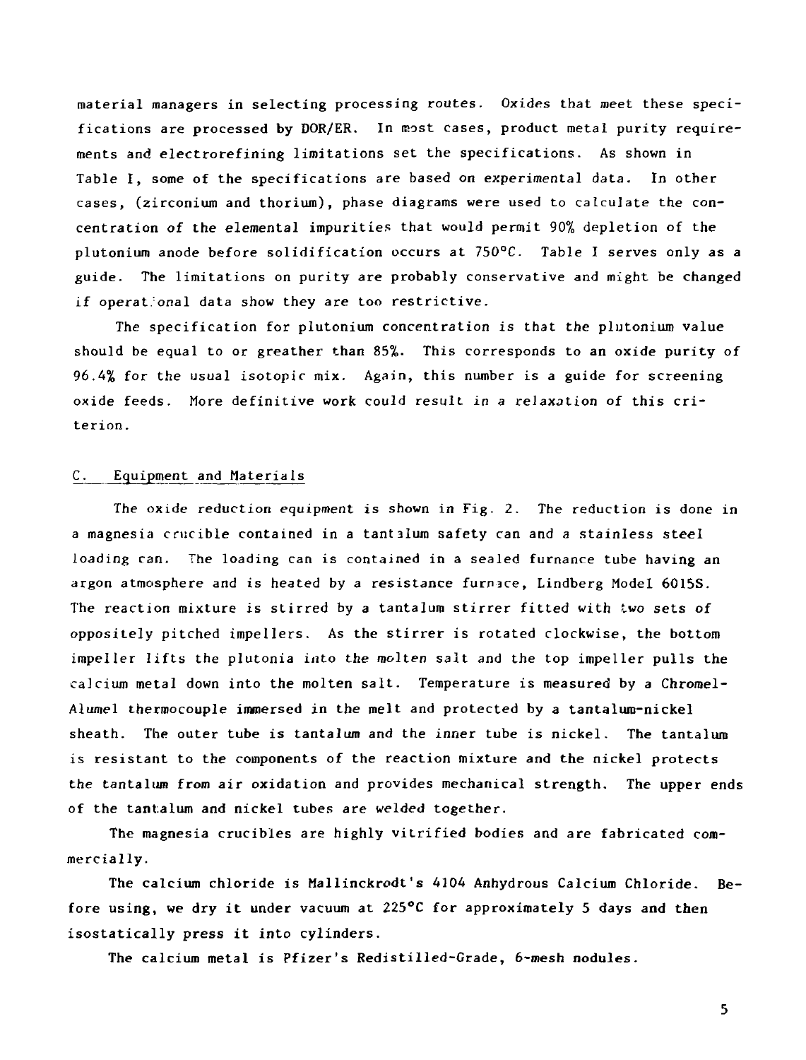material managers in selecting processing routes. Oxides that meet these specifications are processed by DOR/ER. In most cases, product metal purity requirements and electrorefining limitations set the specifications. As shown in Table I, some of the specifications are based on experimental data. In other cases, (zirconium and thorium), phase diagrams were used to calculate the concentration of the elemental impurities that would permit 90% depletion of the plutonium anode before solidification occurs at 750°C. Table I serves only as a guide. The limitations on purity are probably conservative and might be changed if operational data show they are too restrictive.

The specification for plutonium concentration is that the plutonium value should be equal to or greather than 85%. This corresponds to an oxide purity of 96.4% for the usual isotopic mix. Again, this number is a guide for screening oxide feeds. More definitive work could result in a relaxation of this criterion.

## C. Equipment and Materials

The oxide reduction equipment is shown in Fig. 2. The reduction is done in a magnesia crucible contained in a tantalum safety can and a stainless steel loading can. The loading can is contained in a sealed furnance tube having an argon atmosphere and is heated by a resistance furnace, Lindberg Model 6015S. The reaction mixture is stirred by a tantalum stirrer fitted with two sets of oppositely pitched impellers. As the stirrer is rotated clockwise, the bottom impeller lifts the plutonia into the molten salt and the top impeller pulls the calcium metal down into the molten salt. Temperature is measured by a Chromel-Alumel thermocouple immersed in the melt and protected by a tantalum-nickel sheath. The outer tube is tantalum and the inner tube is nickel. The tantalum is resistant to the components of the reaction mixture and the nickel protects the tantalum from air oxidation and provides mechanical strength. The upper ends of the tantalum and nickel tubes are welded together.

The magnesia crucibles are highly vitrified bodies and are fabricated commercially.

The calcium chloride is Mallinckrodt's 4104 Anhydrous Calcium Chloride. Before using, we dry it under vacuum at 225°C for approximately 5 days and then isostatically press it into cylinders.

The calcium metal is Pfizer's Redistilled-Grade, 6-mesh nodules.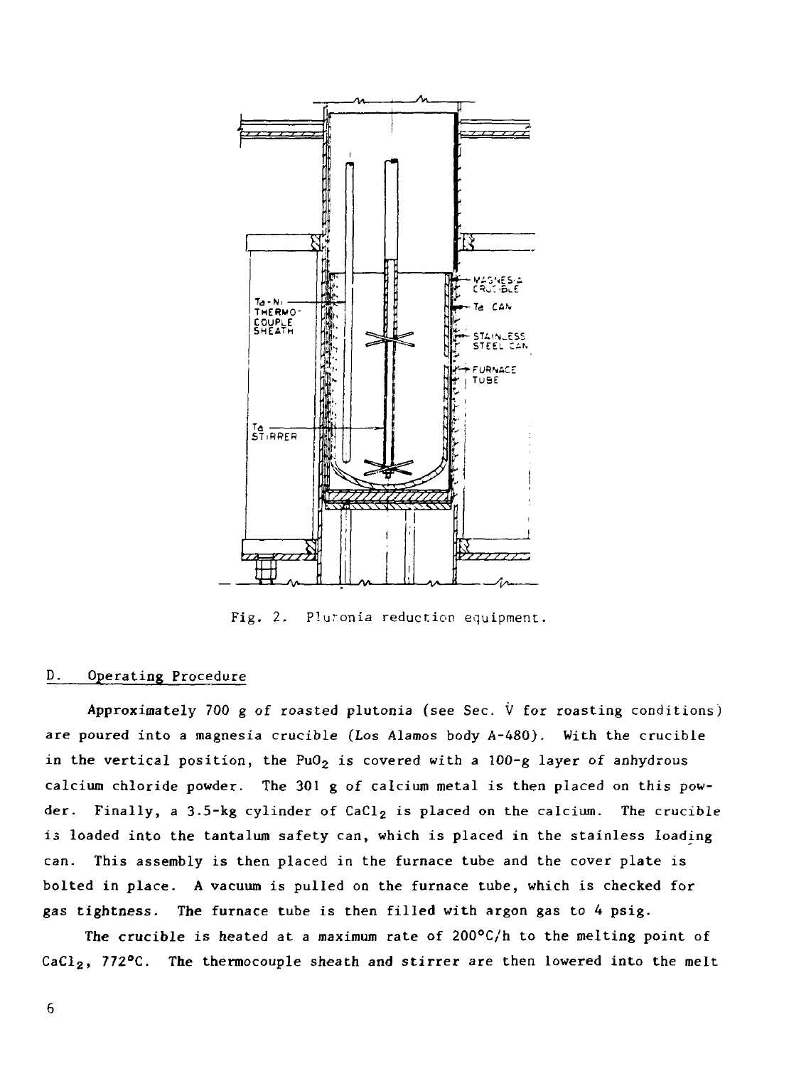Fig. 2. Plutonia reduction equipment.

## D. Operating Procedure

Approximately 700 g of roasted plutonia (see Sec. V for roasting conditions) are poured into a magnesia crucible (Los Alamos body A-480). With the crucible in the vertical position, the $PuO_2$ is covered with a 100-g layer of anhydrous calcium chloride powder. The 301 g of calcium metal is then placed on this powder. Finally, a 3.5-kg cylinder of $CaCl_2$ is placed on the calcium. The crucible is loaded into the tantalum safety can, which is placed in the stainless loading can. This assembly is then placed in the furnace tube and the cover plate is bolted in place. A vacuum is pulled on the furnace tube, which is checked for gas tightness. The furnace tube is then filled with argon gas to 4 psig.

The crucible is heated at a maximum rate of 200°C/h to the melting point of $CaCl_2$, 772°C. The thermocouple sheath and stirrer are then lowered into the melt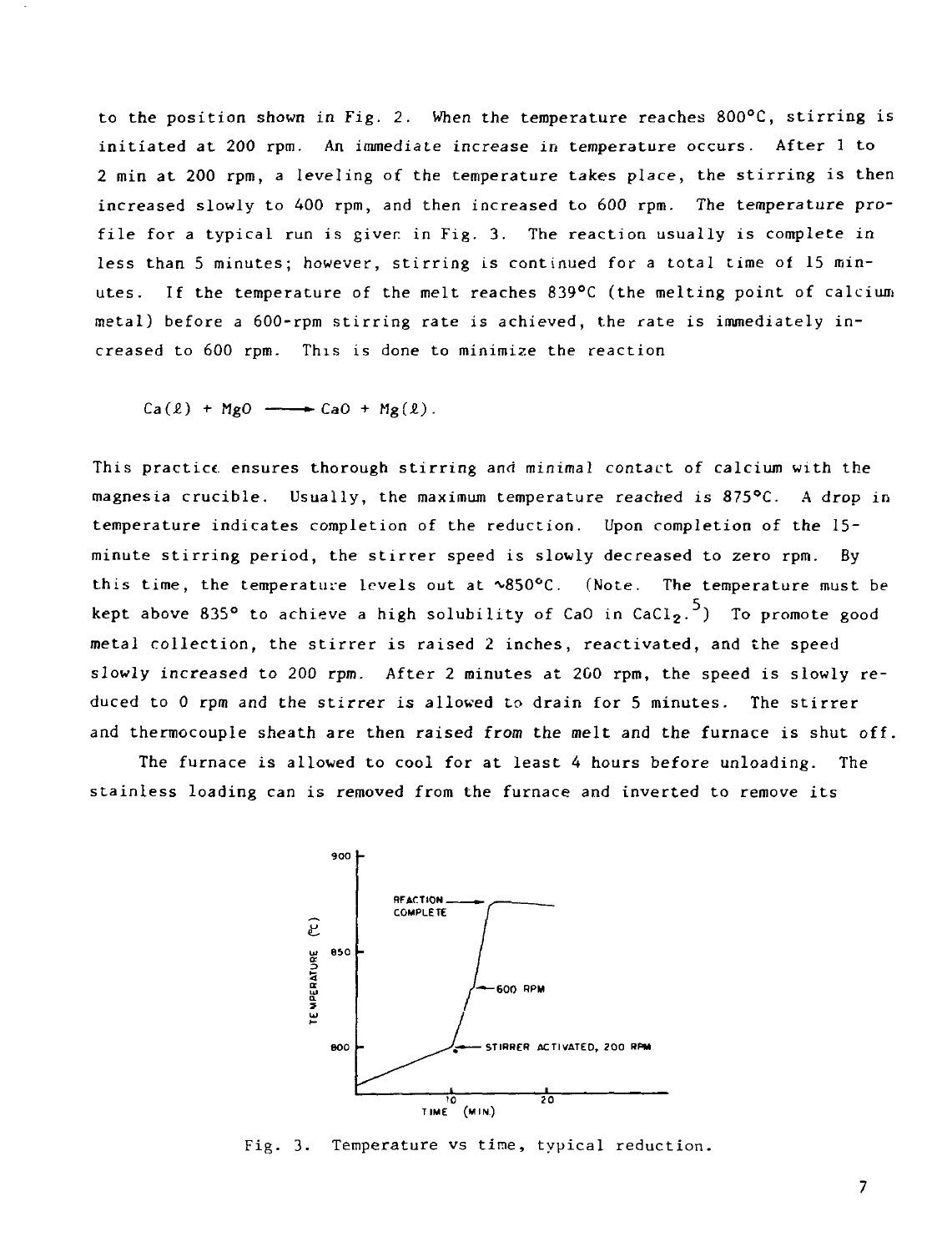to the position shown in Fig. 2. When the temperature reaches 800°C, stirring is initiated at 200 rpm. An immediate increase in temperature occurs. After 1 to 2 min at 200 rpm, a leveling of the temperature takes place, the stirring is then increased slowly to 400 rpm, and then increased to 600 rpm. The temperature profile for a typical run is given in Fig. 3. The reaction usually is complete in less than 5 minutes; however, stirring is continued for a total time of 15 minutes. If the temperature of the melt reaches 839°C (the melting point of calcium metal) before a 600-rpm stirring rate is achieved, the rate is immediately increased to 600 rpm. This is done to minimize the reaction

$$Ca(\ell) + MgO \longrightarrow CaO + Mg(\ell).$$

This practice ensures thorough stirring and minimal contact of calcium with the magnesia crucible. Usually, the maximum temperature reached is 875°C. A drop in temperature indicates completion of the reduction. Upon completion of the 15-minute stirring period, the stirrer speed is slowly decreased to zero rpm. By this time, the temperature levels out at ~850°C. (Note. The temperature must be kept above 835° to achieve a high solubility of CaO in $CaCl_2$.[5]) To promote good metal collection, the stirrer is raised 2 inches, reactivated, and the speed slowly increased to 200 rpm. After 2 minutes at 200 rpm, the speed is slowly reduced to 0 rpm and the stirrer is allowed to drain for 5 minutes. The stirrer and thermocouple sheath are then raised from the melt and the furnace is shut off.

The furnace is allowed to cool for at least 4 hours before unloading. The stainless loading can is removed from the furnace and inverted to remove its

Fig. 3. Temperature vs time, typical reduction.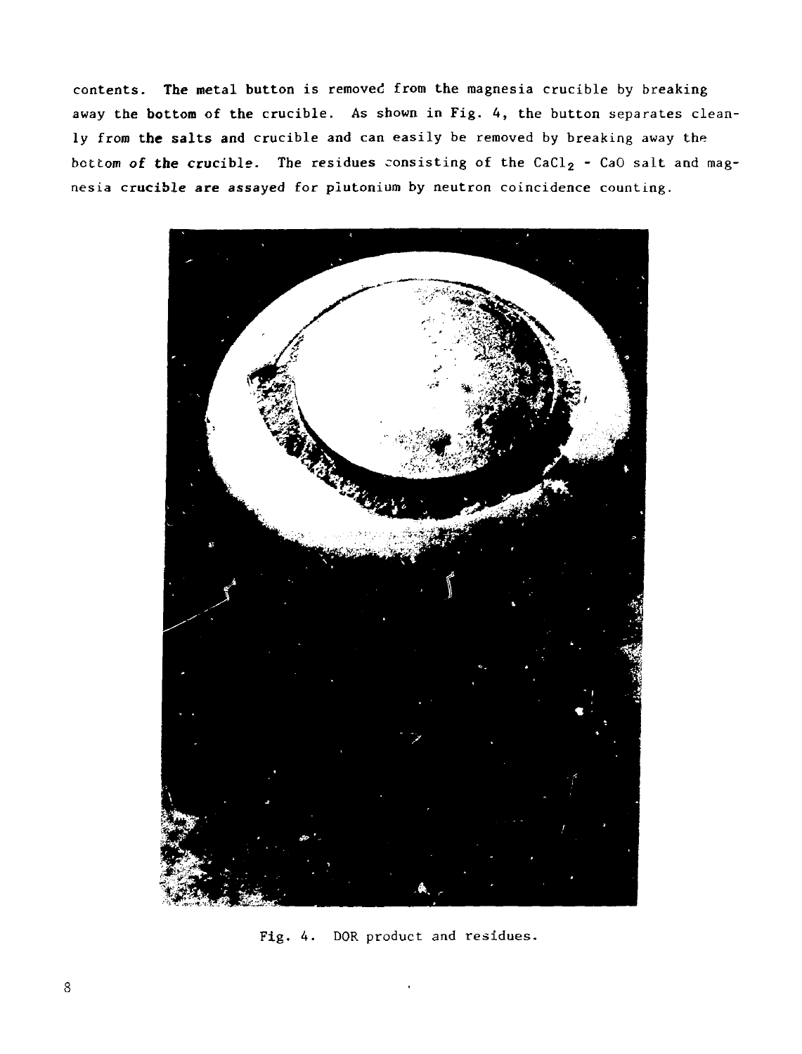contents. The metal button is removed from the magnesia crucible by breaking away the bottom of the crucible. As shown in Fig. 4, the button separates cleanly from the salts and crucible and can easily be removed by breaking away the bottom of the crucible. The residues consisting of the $CaCl_2$ - CaO salt and magnesia crucible are assayed for plutonium by neutron coincidence counting.

Fig. 4. DOR product and residues.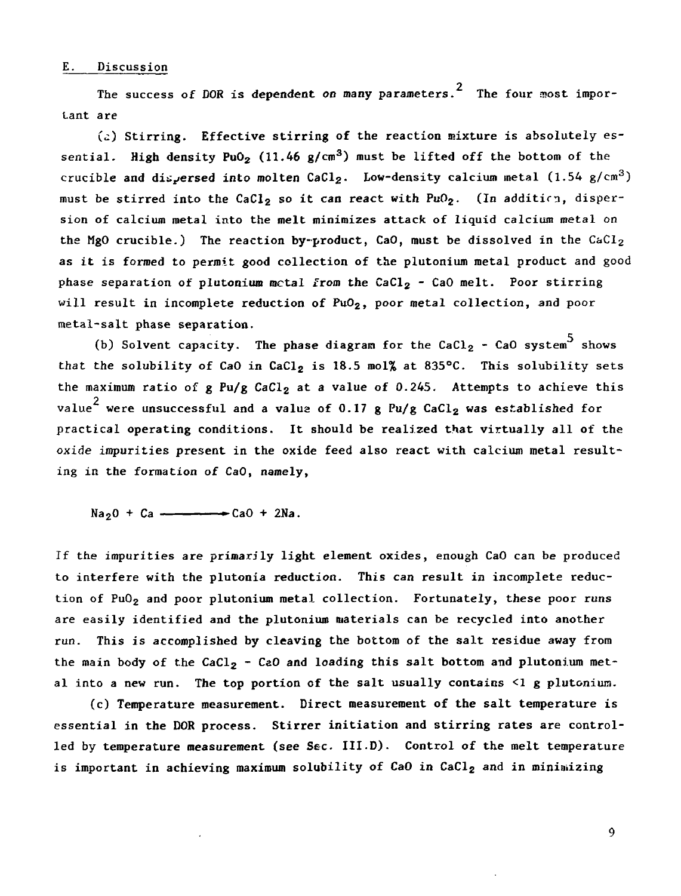## E. Discussion

The success of DOR is dependent on many parameters.[2] The four most important are

(a) Stirring. Effective stirring of the reaction mixture is absolutely essential. High density $PuO_2$ (11.46 g/cm$^3$) must be lifted off the bottom of the crucible and dispersed into molten $CaCl_2$. Low-density calcium metal (1.54 g/cm$^3$) must be stirred into the $CaCl_2$ so it can react with $PuO_2$. (In addition, dispersion of calcium metal into the melt minimizes attack of liquid calcium metal on the MgO crucible.) The reaction by-product, CaO, must be dissolved in the $CaCl_2$ as it is formed to permit good collection of the plutonium metal product and good phase separation of plutonium metal from the $CaCl_2$ - CaO melt. Poor stirring will result in incomplete reduction of $PuO_2$, poor metal collection, and poor metal-salt phase separation.

(b) Solvent capacity. The phase diagram for the $CaCl_2$ - CaO system[5] shows that the solubility of CaO in $CaCl_2$ is 18.5 mol% at 835°C. This solubility sets the maximum ratio of g Pu/g $CaCl_2$ at a value of 0.245. Attempts to achieve this value[2] were unsuccessful and a value of 0.17 g Pu/g $CaCl_2$ was established for practical operating conditions. It should be realized that virtually all of the oxide impurities present in the oxide feed also react with calcium metal resulting in the formation of CaO, namely,

$$Na_2O + Ca \longrightarrow CaO + 2Na.$$

If the impurities are primarily light element oxides, enough CaO can be produced to interfere with the plutonia reduction. This can result in incomplete reduction of $PuO_2$ and poor plutonium metal collection. Fortunately, these poor runs are easily identified and the plutonium materials can be recycled into another run. This is accomplished by cleaving the bottom of the salt residue away from the main body of the $CaCl_2$ - CaO and loading this salt bottom and plutonium metal into a new run. The top portion of the salt usually contains <1 g plutonium.

(c) Temperature measurement. Direct measurement of the salt temperature is essential in the DOR process. Stirrer initiation and stirring rates are controlled by temperature measurement (see Sec. III.D). Control of the melt temperature is important in achieving maximum solubility of CaO in $CaCl_2$ and in minimizing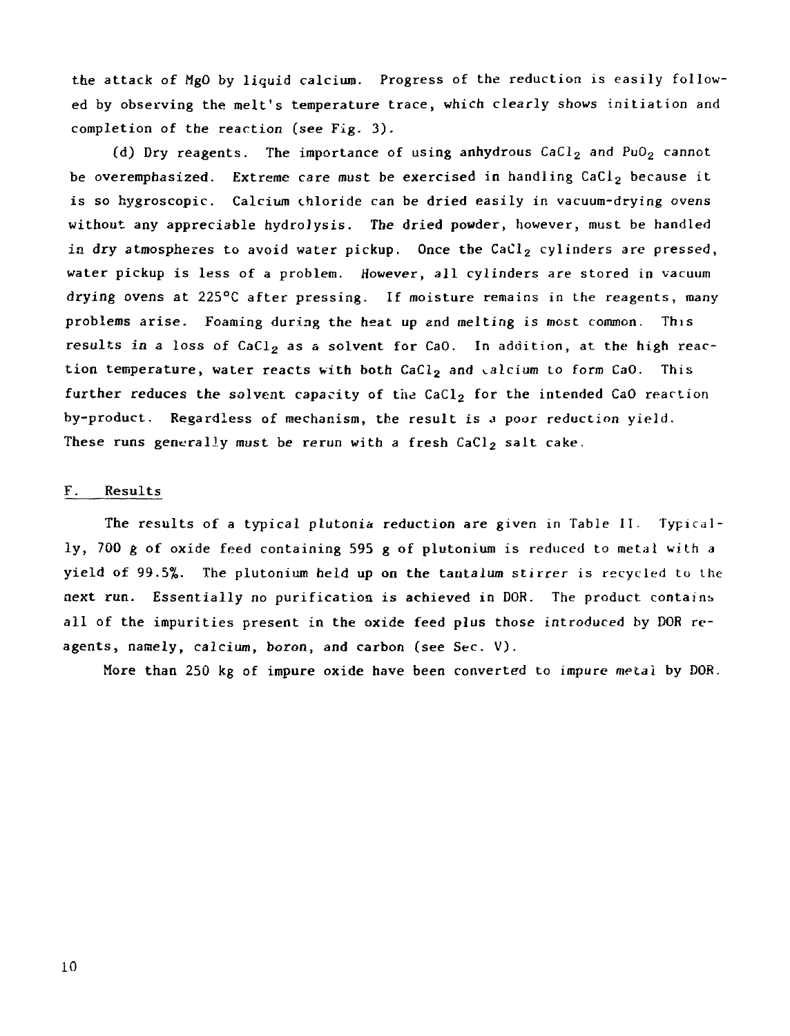the attack of MgO by liquid calcium. Progress of the reduction is easily followed by observing the melt's temperature trace, which clearly shows initiation and completion of the reaction (see Fig. 3).

(d) Dry reagents. The importance of using anhydrous $CaCl_2$ and $PuO_2$ cannot be overemphasized. Extreme care must be exercised in handling $CaCl_2$ because it is so hygroscopic. Calcium chloride can be dried easily in vacuum-drying ovens without any appreciable hydrolysis. The dried powder, however, must be handled in dry atmospheres to avoid water pickup. Once the $CaCl_2$ cylinders are pressed, water pickup is less of a problem. However, all cylinders are stored in vacuum drying ovens at 225°C after pressing. If moisture remains in the reagents, many problems arise. Foaming during the heat up and melting is most common. This results in a loss of $CaCl_2$ as a solvent for CaO. In addition, at the high reaction temperature, water reacts with both $CaCl_2$ and calcium to form CaO. This further reduces the solvent capacity of the $CaCl_2$ for the intended CaO reaction by-product. Regardless of mechanism, the result is a poor reduction yield. These runs generally must be rerun with a fresh $CaCl_2$ salt cake.

## F. Results

The results of a typical plutonia reduction are given in Table II. Typically, 700 g of oxide feed containing 595 g of plutonium is reduced to metal with a yield of 99.5%. The plutonium held up on the tantalum stirrer is recycled to the next run. Essentially no purification is achieved in DOR. The product contains all of the impurities present in the oxide feed plus those introduced by DOR reagents, namely, calcium, boron, and carbon (see Sec. V).

More than 250 kg of impure oxide have been converted to impure metal by DOR.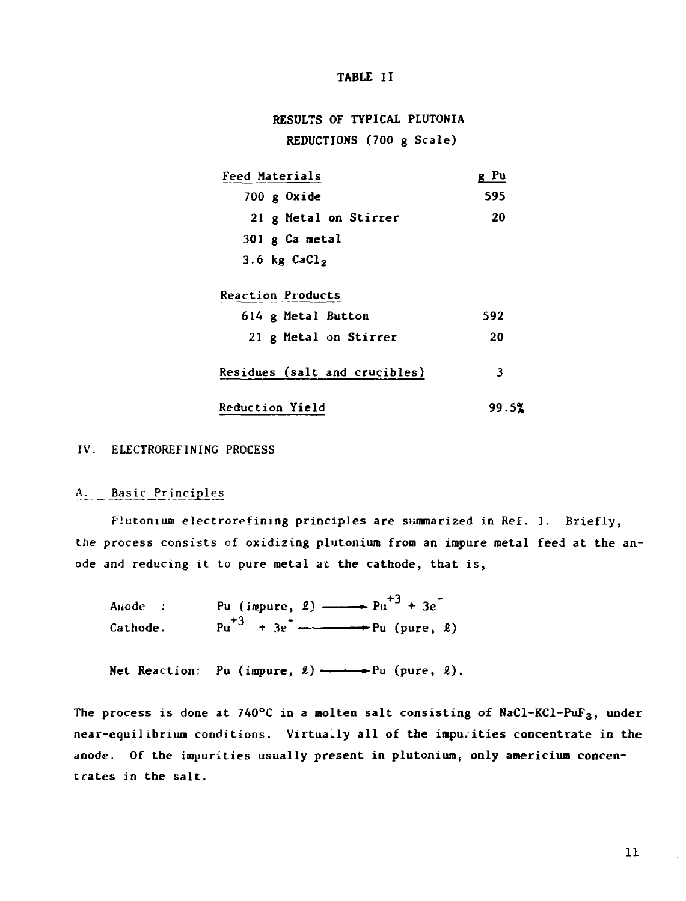TABLE II

RESULTS OF TYPICAL PLUTONIA REDUCTIONS (700 g Scale)

| Feed Materials | g Pu |
|---|---|
| 700 g Oxide | 595 |
| 21 g Metal on Stirrer | 20 |
| 301 g Ca metal | |
| 3.6 kg $CaCl_2$ | |
| **Reaction Products** | |
| 614 g Metal Button | 592 |
| 21 g Metal on Stirrer | 20 |
| **Residues (salt and crucibles)** | 3 |
| **Reduction Yield** | 99.5% |

## IV. ELECTROREFINING PROCESS

### A. Basic Principles

Plutonium electrorefining principles are summarized in Ref. 1. Briefly, the process consists of oxidizing plutonium from an impure metal feed at the anode and reducing it to pure metal at the cathode, that is,

$$\text{Anode}: \quad \text{Pu (impure, } \ell) \longrightarrow Pu^{+3} + 3e^{-}$$

$$\text{Cathode}. \quad Pu^{+3} + 3e^{-} \longrightarrow \text{Pu (pure, } \ell)$$

$$\text{Net Reaction: Pu (impure, } \ell) \longrightarrow \text{Pu (pure, } \ell).$$

The process is done at 740°C in a molten salt consisting of NaCl-KCl-$PuF_3$, under near-equilibrium conditions. Virtually all of the impurities concentrate in the anode. Of the impurities usually present in plutonium, only americium concentrates in the salt.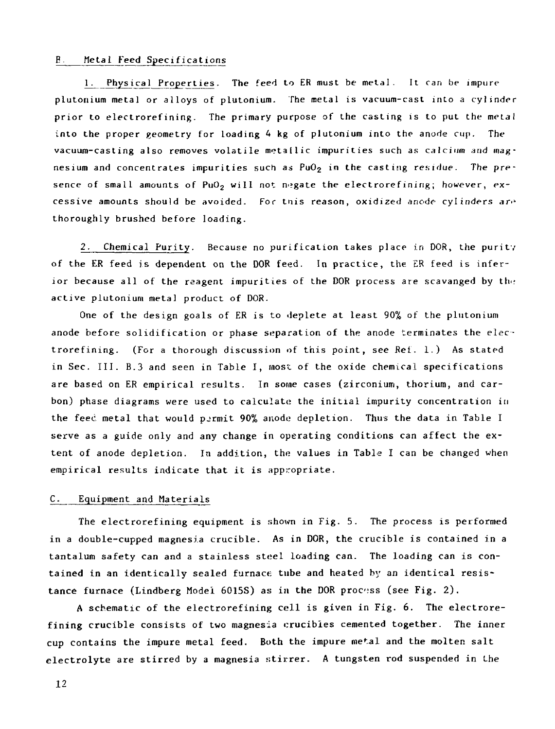## B. Metal Feed Specifications

1. Physical Properties. The feed to ER must be metal. It can be impure plutonium metal or alloys of plutonium. The metal is vacuum-cast into a cylinder prior to electrorefining. The primary purpose of the casting is to put the metal into the proper geometry for loading 4 kg of plutonium into the anode cup. The vacuum-casting also removes volatile metallic impurities such as calcium and magnesium and concentrates impurities such as $PuO_2$ in the casting residue. The presence of small amounts of $PuO_2$ will not negate the electrorefining; however, excessive amounts should be avoided. For this reason, oxidized anode cylinders are thoroughly brushed before loading.

2. Chemical Purity. Because no purification takes place in DOR, the purity of the ER feed is dependent on the DOR feed. In practice, the ER feed is inferior because all of the reagent impurities of the DOR process are scavanged by the active plutonium metal product of DOR.

One of the design goals of ER is to deplete at least 90% of the plutonium anode before solidification or phase separation of the anode terminates the electrorefining. (For a thorough discussion of this point, see Ref. 1.) As stated in Sec. III. B.3 and seen in Table I, most of the oxide chemical specifications are based on ER empirical results. In some cases (zirconium, thorium, and carbon) phase diagrams were used to calculate the initial impurity concentration in the feed metal that would permit 90% anode depletion. Thus the data in Table I serve as a guide only and any change in operating conditions can affect the extent of anode depletion. In addition, the values in Table I can be changed when empirical results indicate that it is appropriate.

## C. Equipment and Materials

The electrorefining equipment is shown in Fig. 5. The process is performed in a double-cupped magnesia crucible. As in DOR, the crucible is contained in a tantalum safety can and a stainless steel loading can. The loading can is contained in an identically sealed furnace tube and heated by an identical resistance furnace (Lindberg Model 6015S) as in the DOR process (see Fig. 2).

A schematic of the electrorefining cell is given in Fig. 6. The electrorefining crucible consists of two magnesia crucibles cemented together. The inner cup contains the impure metal feed. Both the impure metal and the molten salt electrolyte are stirred by a magnesia stirrer. A tungsten rod suspended in the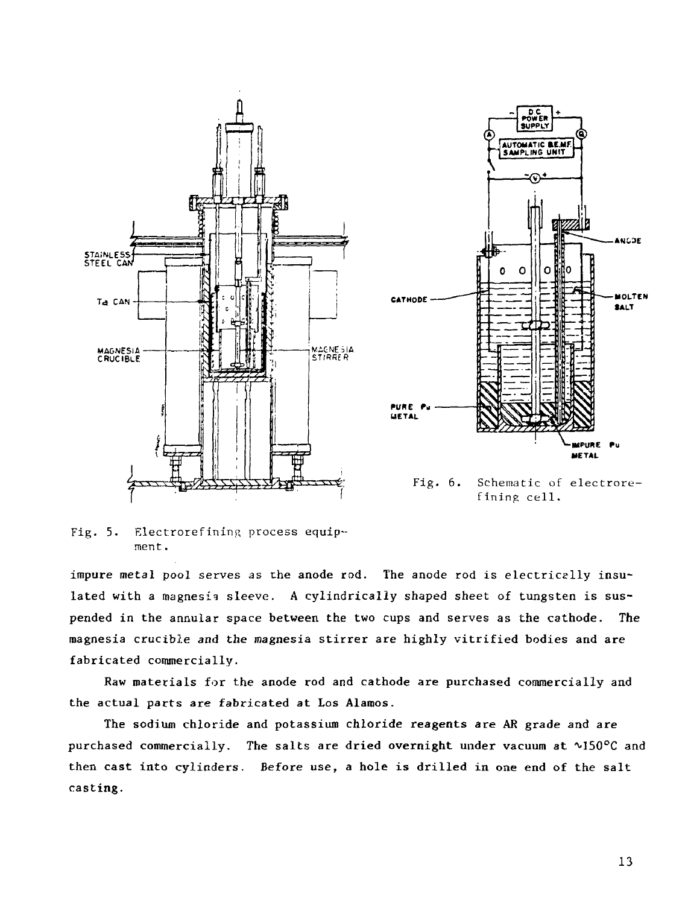Fig. 5. Electrorefining process equipment.

Fig. 6. Schematic of electrorefining cell.

impure metal pool serves as the anode rod. The anode rod is electrically insulated with a magnesia sleeve. A cylindrically shaped sheet of tungsten is suspended in the annular space between the two cups and serves as the cathode. The magnesia crucible and the magnesia stirrer are highly vitrified bodies and are fabricated commercially.

Raw materials for the anode rod and cathode are purchased commercially and the actual parts are fabricated at Los Alamos.

The sodium chloride and potassium chloride reagents are AR grade and are purchased commercially. The salts are dried overnight under vacuum at ~150°C and then cast into cylinders. Before use, a hole is drilled in one end of the salt casting.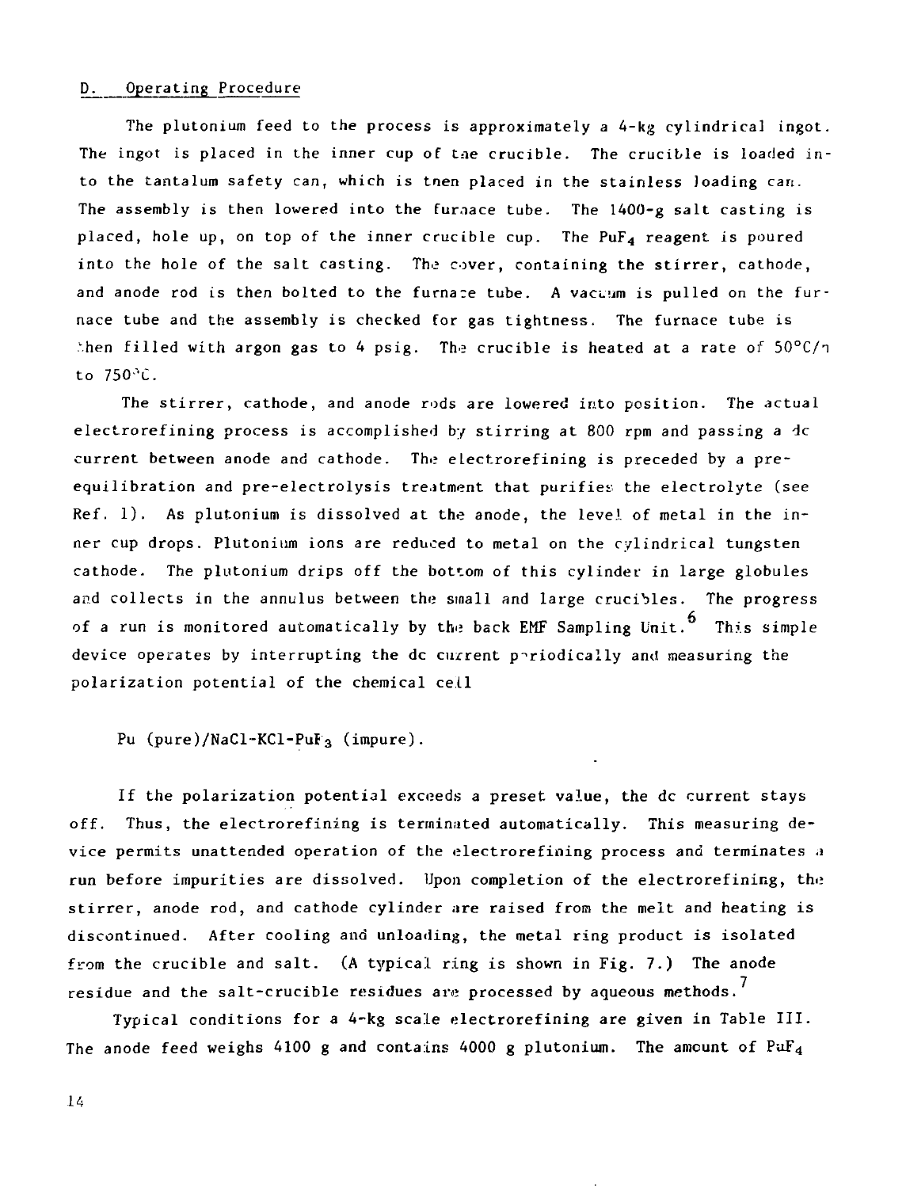## D. Operating Procedure

The plutonium feed to the process is approximately a 4-kg cylindrical ingot. The ingot is placed in the inner cup of the crucible. The crucible is loaded into the tantalum safety can, which is then placed in the stainless loading can. The assembly is then lowered into the furnace tube. The 1400-g salt casting is placed, hole up, on top of the inner crucible cup. The $PuF_4$ reagent is poured into the hole of the salt casting. The cover, containing the stirrer, cathode, and anode rod is then bolted to the furnace tube. A vacuum is pulled on the furnace tube and the assembly is checked for gas tightness. The furnace tube is then filled with argon gas to 4 psig. The crucible is heated at a rate of 50°C/h to 750°C.

The stirrer, cathode, and anode rods are lowered into position. The actual electrorefining process is accomplished by stirring at 800 rpm and passing a dc current between anode and cathode. The electrorefining is preceded by a pre-equilibration and pre-electrolysis treatment that purifies the electrolyte (see Ref. 1). As plutonium is dissolved at the anode, the level of metal in the inner cup drops. Plutonium ions are reduced to metal on the cylindrical tungsten cathode. The plutonium drips off the bottom of this cylinder in large globules and collects in the annulus between the small and large crucibles. The progress of a run is monitored automatically by the back EMF Sampling Unit.[6] This simple device operates by interrupting the dc current periodically and measuring the polarization potential of the chemical cell

Pu (pure)/NaCl-KCl-$PuF_3$ (impure).

If the polarization potential exceeds a preset value, the dc current stays off. Thus, the electrorefining is terminated automatically. This measuring device permits unattended operation of the electrorefining process and terminates a run before impurities are dissolved. Upon completion of the electrorefining, the stirrer, anode rod, and cathode cylinder are raised from the melt and heating is discontinued. After cooling and unloading, the metal ring product is isolated from the crucible and salt. (A typical ring is shown in Fig. 7.) The anode residue and the salt-crucible residues are processed by aqueous methods.[7]

Typical conditions for a 4-kg scale electrorefining are given in Table III. The anode feed weighs 4100 g and contains 4000 g plutonium. The amount of $PuF_4$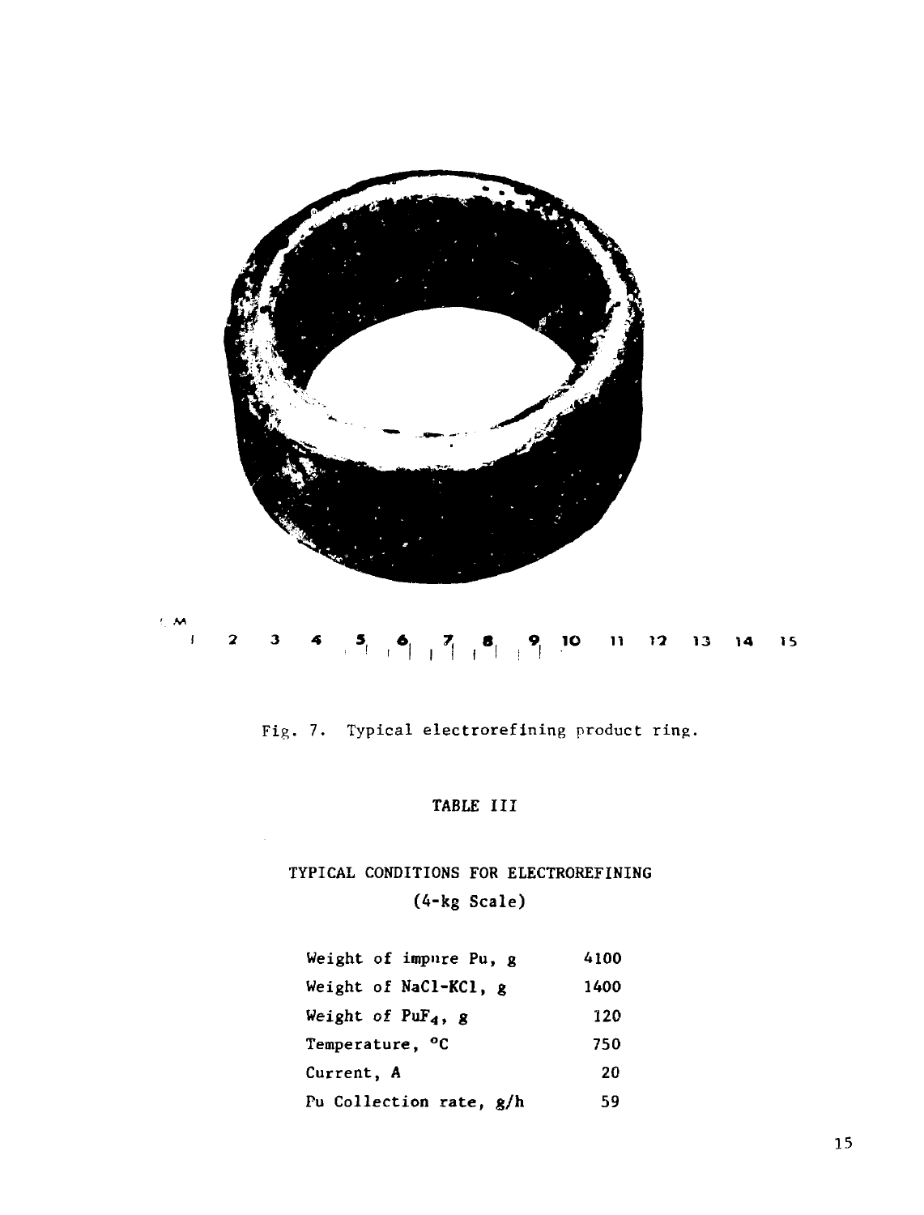Fig. 7. Typical electrorefining product ring.

TABLE III

TYPICAL CONDITIONS FOR ELECTROREFINING
(4-kg Scale)

| | |
|---|---|
| Weight of impure Pu, g | 4100 |
| Weight of NaCl-KCl, g | 1400 |
| Weight of $PuF_4$, g | 120 |
| Temperature, °C | 750 |
| Current, A | 20 |
| Pu Collection rate, g/h | 59 |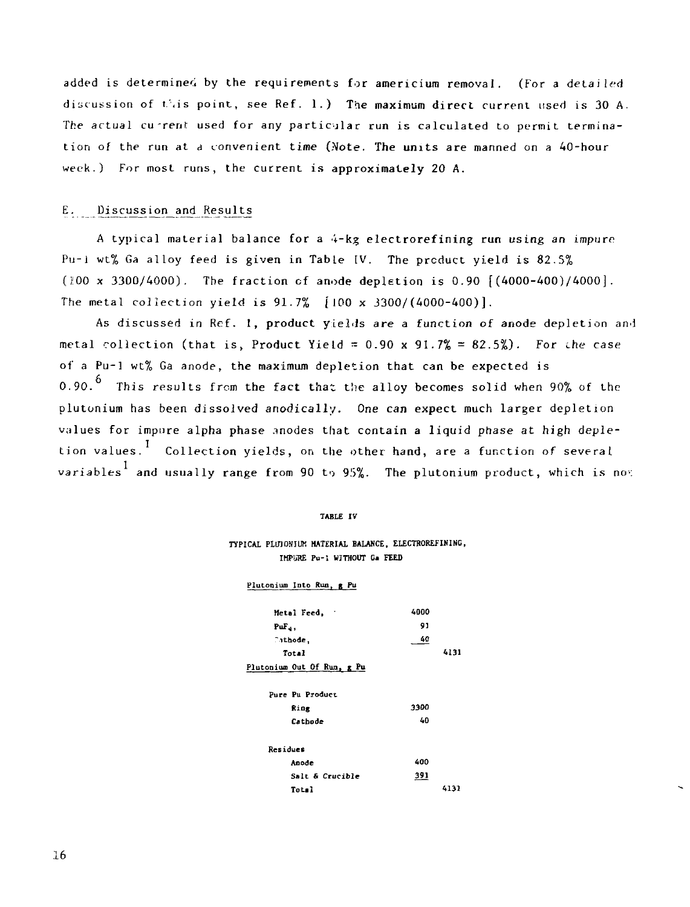added is determined by the requirements for americium removal. (For a detailed discussion of this point, see Ref. 1.) The maximum direct current used is 30 A. The actual current used for any particular run is calculated to permit termination of the run at a convenient time (Note. The units are manned on a 40-hour week.) For most runs, the current is approximately 20 A.

## E. Discussion and Results

A typical material balance for a 4-kg electrorefining run using an impure Pu-1 wt% Ga alloy feed is given in Table IV. The product yield is 82.5% (100 x 3300/4000). The fraction of anode depletion is 0.90 [(4000-400)/4000]. The metal collection yield is 91.7% [100 x 3300/(4000-400)].

As discussed in Ref. 1, product yields are a function of anode depletion and metal collection (that is, Product Yield = 0.90 x 91.7% = 82.5%). For the case of a Pu-1 wt% Ga anode, the maximum depletion that can be expected is 0.90.[6] This results from the fact that the alloy becomes solid when 90% of the plutonium has been dissolved anodically. One can expect much larger depletion values for impure alpha phase anodes that contain a liquid phase at high depletion values.[1] Collection yields, on the other hand, are a function of several variables[1] and usually range from 90 to 95%. The plutonium product, which is not

TABLE IV

TYPICAL PLUTONIUM MATERIAL BALANCE, ELECTROREFINING, IMPURE Pu-1 WITHOUT Ga FEED

| Plutonium Into Run, g Pu | | |
|---|---|---|
| Metal Feed, | 4000 | |
| $PuF_4$, | 91 | |
| Cathode, | 40 | |
| Total | | 4131 |
| **Plutonium Out Of Run, g Pu** | | |
| Pure Pu Product | | |
| Ring | 3300 | |
| Cathode | 40 | |
| Residues | | |
| Anode | 400 | |
| Salt & Crucible | 391 | |
| Total | | 4131 |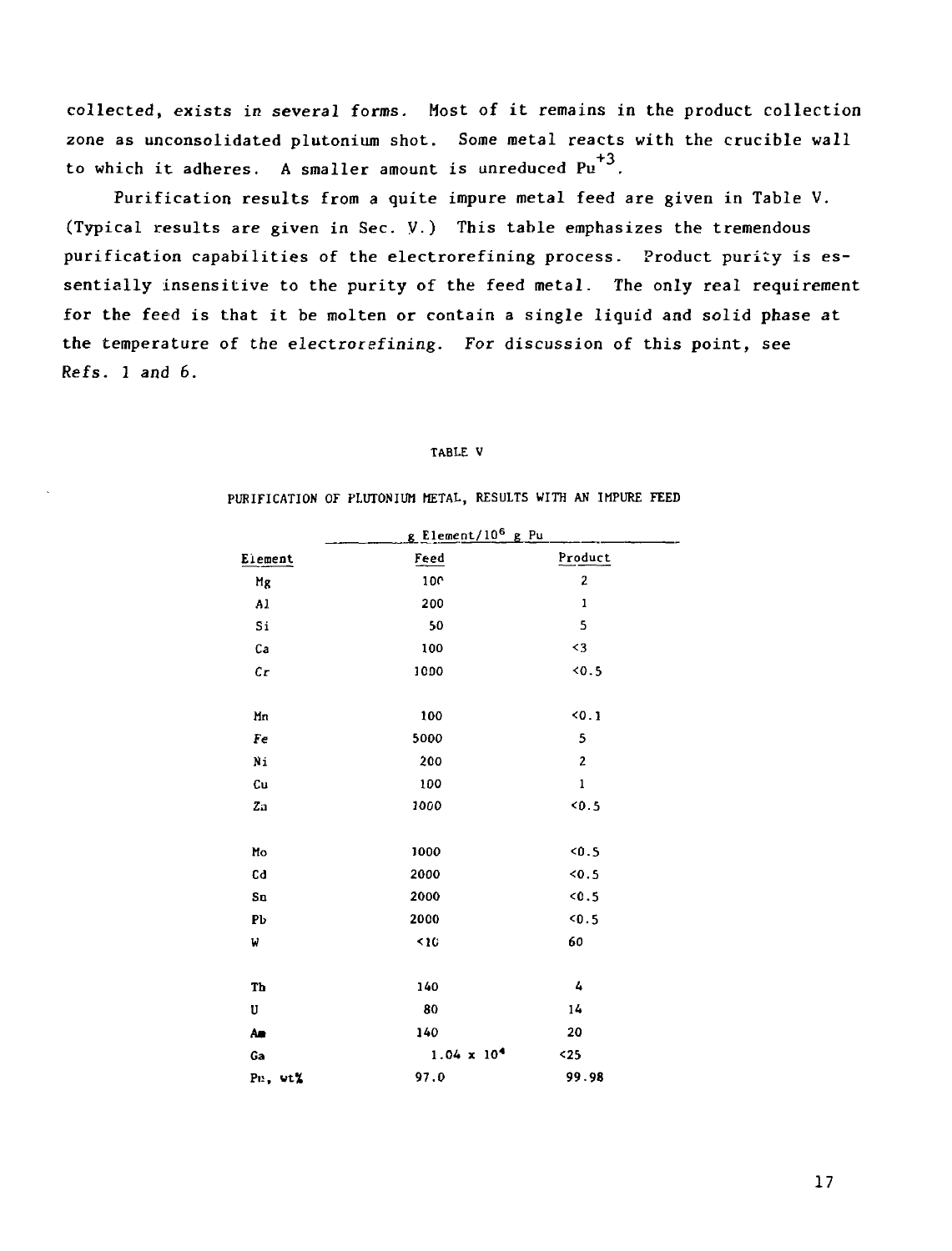collected, exists in several forms. Most of it remains in the product collection zone as unconsolidated plutonium shot. Some metal reacts with the crucible wall to which it adheres. A smaller amount is unreduced $Pu^{+3}$.

Purification results from a quite impure metal feed are given in Table V. (Typical results are given in Sec. V.) This table emphasizes the tremendous purification capabilities of the electrorefining process. Product purity is essentially insensitive to the purity of the feed metal. The only real requirement for the feed is that it be molten or contain a single liquid and solid phase at the temperature of the electrorefining. For discussion of this point, see Refs. 1 and 6.

TABLE V

PURIFICATION OF PLUTONIUM METAL, RESULTS WITH AN IMPURE FEED

| | g Element/$10^6$ g Pu | |
|---|---|---|
| Element | Feed | Product |
| Mg | 100 | 2 |
| Al | 200 | 1 |
| Si | 50 | 5 |
| Ca | 100 | <3 |
| Cr | 1000 | <0.5 |
| Mn | 100 | <0.1 |
| Fe | 5000 | 5 |
| Ni | 200 | 2 |
| Cu | 100 | 1 |
| Zn | 1000 | <0.5 |
| Mo | 1000 | <0.5 |
| Cd | 2000 | <0.5 |
| Sn | 2000 | <0.5 |
| Pb | 2000 | <0.5 |
| W | <10 | 60 |
| Th | 140 | 4 |
| U | 80 | 14 |
| Am | 140 | 20 |
| Ga | $1.04 \times 10^4$ | <25 |
| Pu, wt% | 97.0 | 99.98 |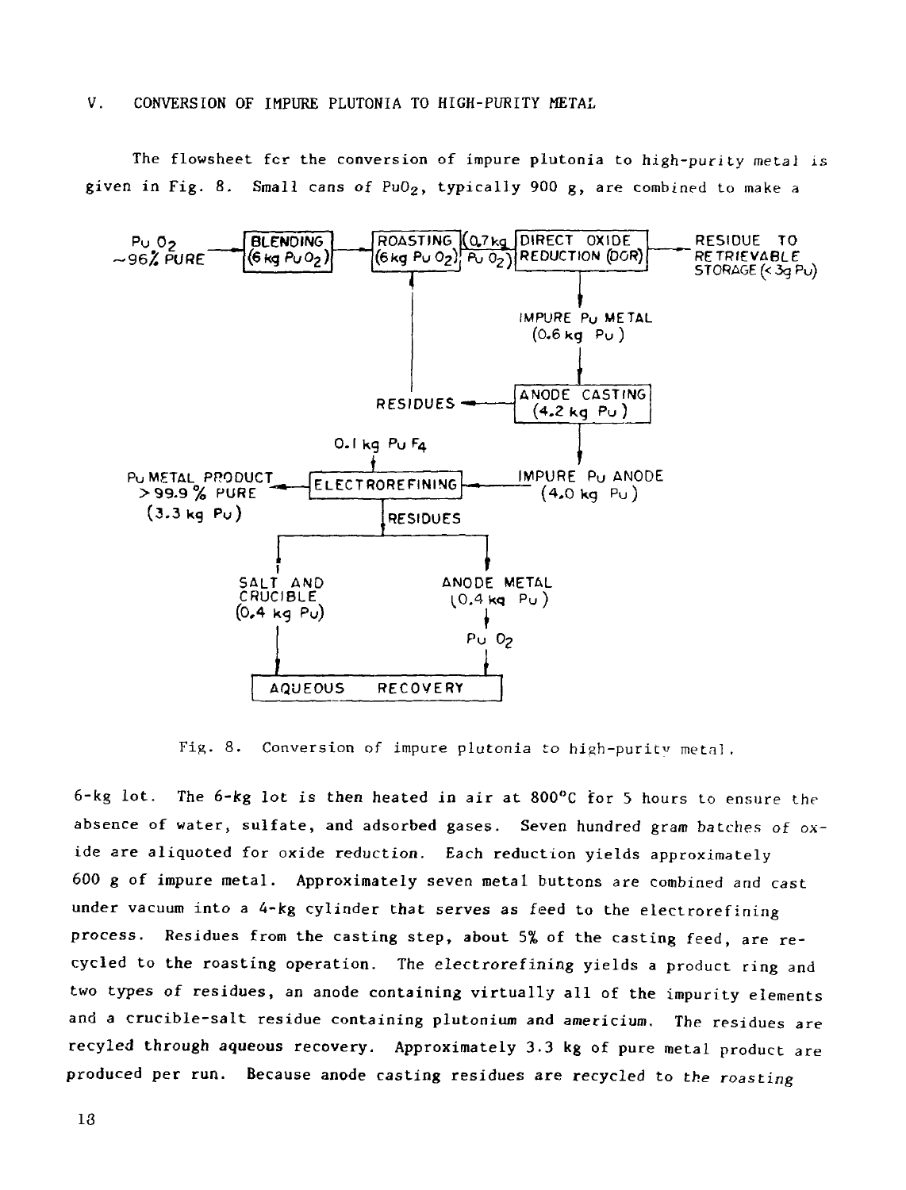## V. CONVERSION OF IMPURE PLUTONIA TO HIGH-PURITY METAL

The flowsheet for the conversion of impure plutonia to high-purity metal is given in Fig. 8. Small cans of $PuO_2$, typically 900 g, are combined to make a

Fig. 8. Conversion of impure plutonia to high-purity metal.

6-kg lot. The 6-kg lot is then heated in air at 800°C for 5 hours to ensure the absence of water, sulfate, and adsorbed gases. Seven hundred gram batches of oxide are aliquoted for oxide reduction. Each reduction yields approximately 600 g of impure metal. Approximately seven metal buttons are combined and cast under vacuum into a 4-kg cylinder that serves as feed to the electrorefining process. Residues from the casting step, about 5% of the casting feed, are recycled to the roasting operation. The electrorefining yields a product ring and two types of residues, an anode containing virtually all of the impurity elements and a crucible-salt residue containing plutonium and americium. The residues are recyled through aqueous recovery. Approximately 3.3 kg of pure metal product are produced per run. Because anode casting residues are recycled to the roasting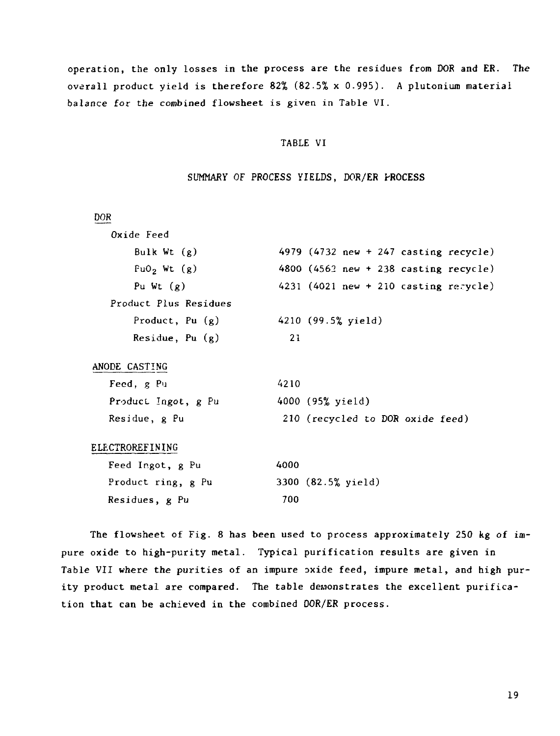operation, the only losses in the process are the residues from DOR and ER. The overall product yield is therefore 82% (82.5% x 0.995). A plutonium material balance for the combined flowsheet is given in Table VI.

TABLE VI

SUMMARY OF PROCESS YIELDS, DOR/ER PROCESS

| | |
|---|---|
| **DOR** | |
| Oxide Feed | |
| Bulk Wt (g) | 4979 (4732 new + 247 casting recycle) |
| $PuO_2$ Wt (g) | 4800 (4562 new + 238 casting recycle) |
| Pu Wt (g) | 4231 (4021 new + 210 casting recycle) |
| Product Plus Residues | |
| Product, Pu (g) | 4210 (99.5% yield) |
| Residue, Pu (g) | 21 |
| **ANODE CASTING** | |
| Feed, g Pu | 4210 |
| Product Ingot, g Pu | 4000 (95% yield) |
| Residue, g Pu | 210 (recycled to DOR oxide feed) |
| **ELECTROREFINING** | |
| Feed Ingot, g Pu | 4000 |
| Product ring, g Pu | 3300 (82.5% yield) |
| Residues, g Pu | 700 |

The flowsheet of Fig. 8 has been used to process approximately 250 kg of impure oxide to high-purity metal. Typical purification results are given in Table VII where the purities of an impure oxide feed, impure metal, and high purity product metal are compared. The table demonstrates the excellent purification that can be achieved in the combined DOR/ER process.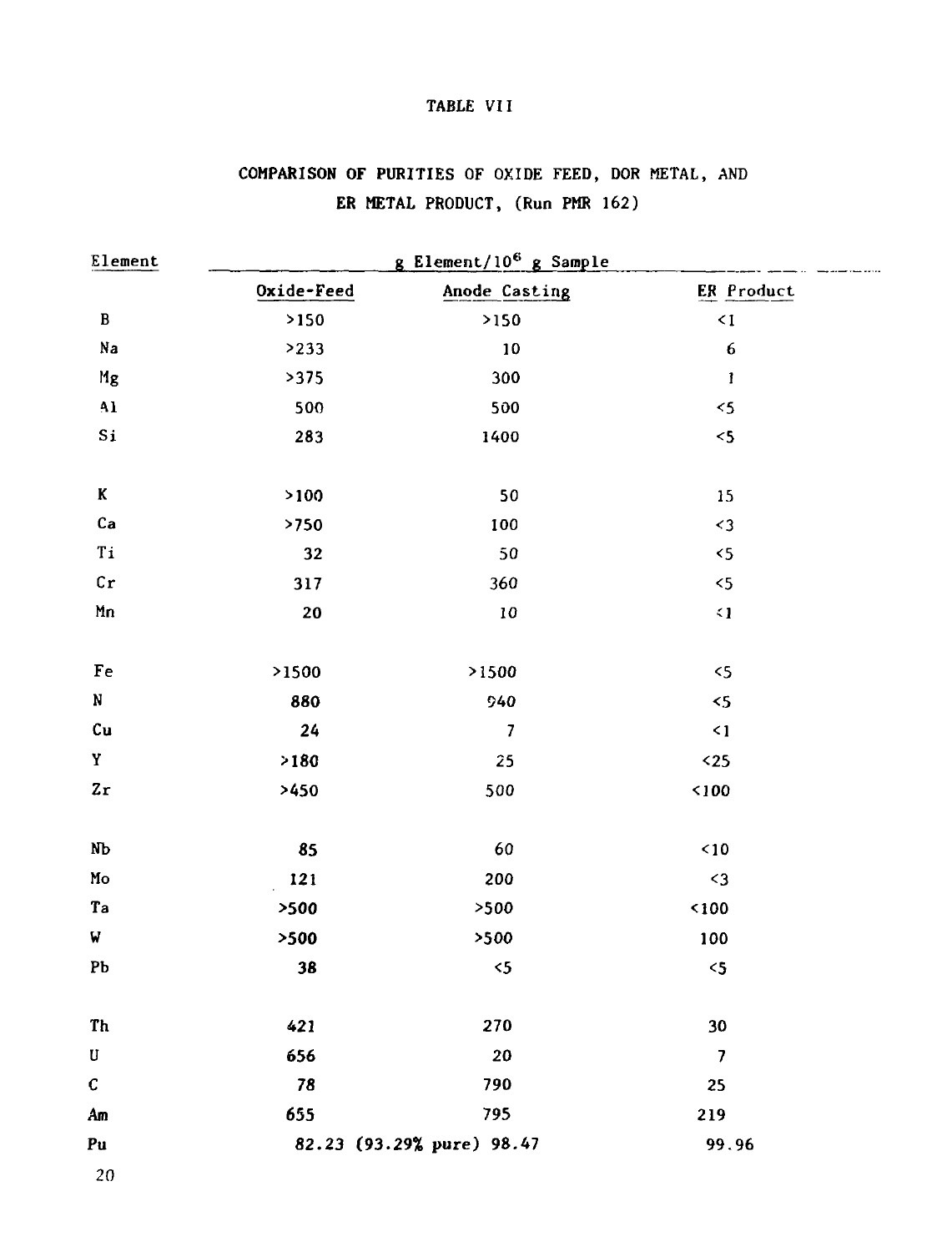TABLE VII

COMPARISON OF PURITIES OF OXIDE FEED, DOR METAL, AND ER METAL PRODUCT, (Run PMR 162)

| Element | g Element/$10^6$ g Sample | | |
|---|---|---|---|
| | Oxide-Feed | Anode Casting | ER Product |
| B | >150 | >150 | <1 |
| Na | >233 | 10 | 6 |
| Mg | >375 | 300 | 1 |
| Al | 500 | 500 | <5 |
| Si | 283 | 1400 | <5 |
| K | >100 | 50 | 15 |
| Ca | >750 | 100 | <3 |
| Ti | 32 | 50 | <5 |
| Cr | 317 | 360 | <5 |
| Mn | 20 | 10 | <1 |
| Fe | >1500 | >1500 | <5 |
| N | 880 | 940 | <5 |
| Cu | 24 | 7 | <1 |
| Y | >180 | 25 | <25 |
| Zr | >450 | 500 | <100 |
| Nb | 85 | 60 | <10 |
| Mo | 121 | 200 | <3 |
| Ta | >500 | >500 | <100 |
| W | >500 | >500 | 100 |
| Pb | 38 | <5 | <5 |
| Th | 421 | 270 | 30 |
| U | 656 | 20 | 7 |
| C | 78 | 790 | 25 |
| Am | 655 | 795 | 219 |
| Pu | 82.23 (93.29% pure) | 98.47 | 99.96 |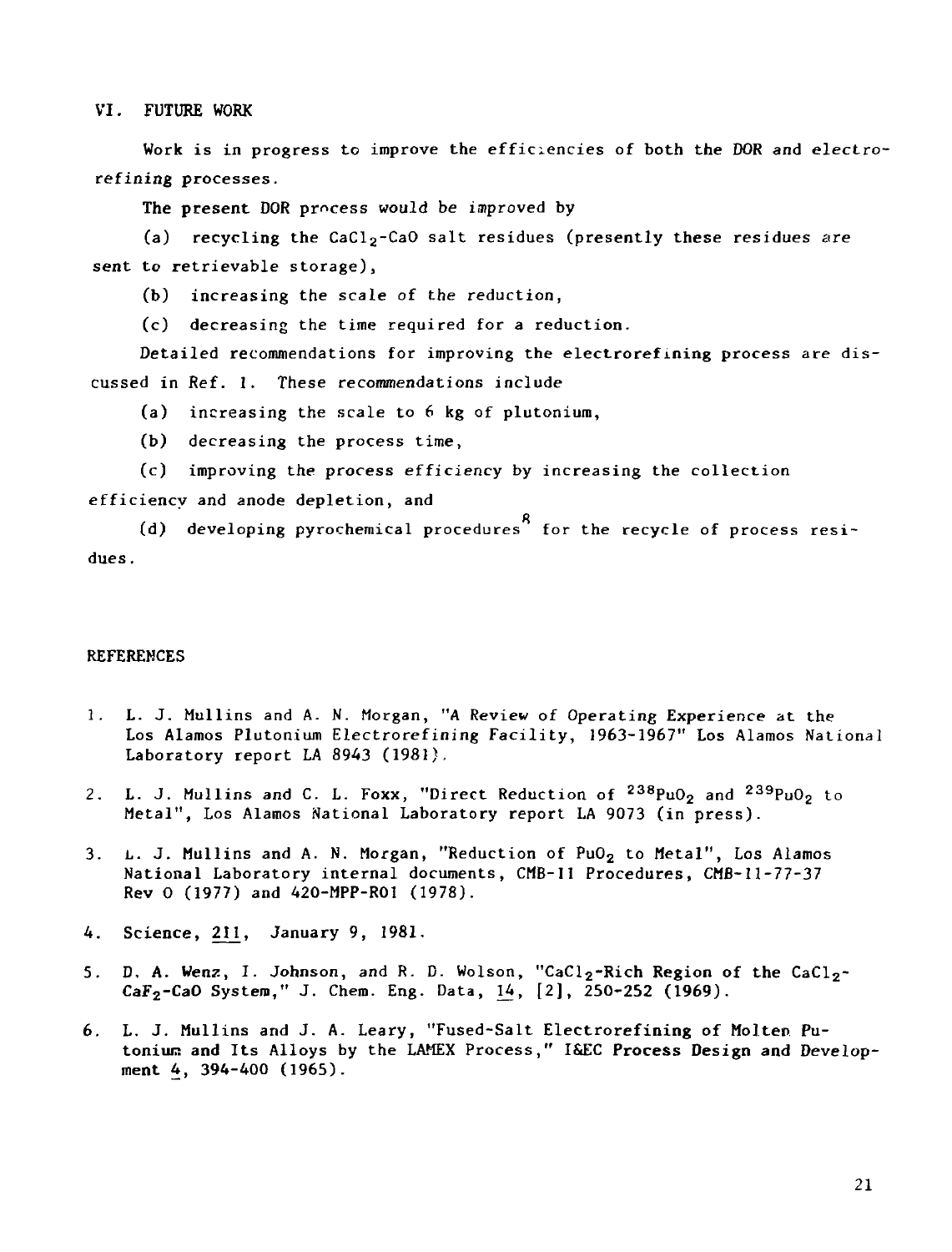## VI. FUTURE WORK

Work is in progress to improve the efficiencies of both the DOR and electrorefining processes.

The present DOR process would be improved by

(a) recycling the $CaCl_2$-CaO salt residues (presently these residues are sent to retrievable storage),

(b) increasing the scale of the reduction,

(c) decreasing the time required for a reduction.

Detailed recommendations for improving the electrorefining process are discussed in Ref. 1. These recommendations include

(a) increasing the scale to 6 kg of plutonium,

(b) decreasing the process time,

(c) improving the process efficiency by increasing the collection efficiency and anode depletion, and

(d) developing pyrochemical procedures[8] for the recycle of process residues.

## REFERENCES

1. L. J. Mullins and A. N. Morgan, "A Review of Operating Experience at the Los Alamos Plutonium Electrorefining Facility, 1963-1967" Los Alamos National Laboratory report LA 8943 (1981).

2. L. J. Mullins and C. L. Foxx, "Direct Reduction of $^{238}PuO_2$ and $^{239}PuO_2$ to Metal", Los Alamos National Laboratory report LA 9073 (in press).

3. L. J. Mullins and A. N. Morgan, "Reduction of $PuO_2$ to Metal", Los Alamos National Laboratory internal documents, CMB-11 Procedures, CMB-11-77-37 Rev 0 (1977) and 420-MPP-R01 (1978).

4. Science, 211, January 9, 1981.

5. D. A. Wenz, I. Johnson, and R. D. Wolson, "$CaCl_2$-Rich Region of the $CaCl_2$-$CaF_2$-CaO System," J. Chem. Eng. Data, 14, [2], 250-252 (1969).

6. L. J. Mullins and J. A. Leary, "Fused-Salt Electrorefining of Molten Putonium and Its Alloys by the LAMEX Process," I&EC Process Design and Development 4, 394-400 (1965).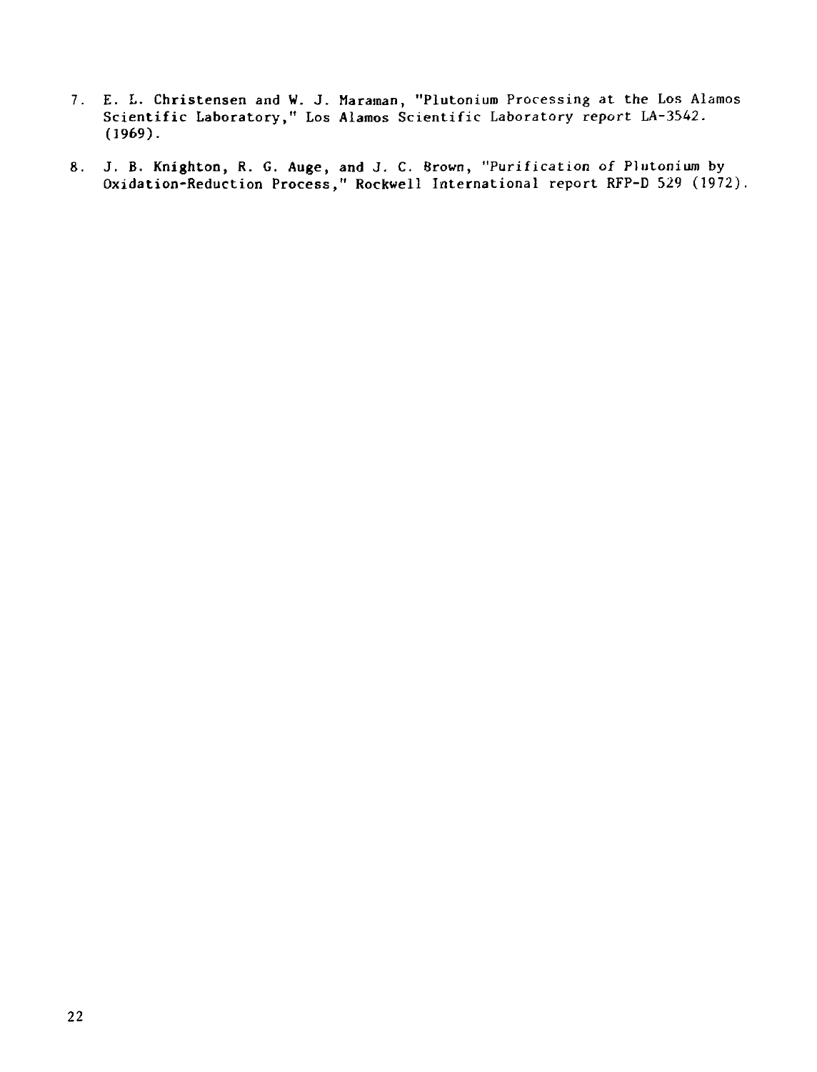7. E. L. Christensen and W. J. Maraman, "Plutonium Processing at the Los Alamos Scientific Laboratory," Los Alamos Scientific Laboratory report LA-3542. (1969).

8. J. B. Knighton, R. G. Auge, and J. C. Brown, "Purification of Plutonium by Oxidation-Reduction Process," Rockwell International report RFP-D 529 (1972).